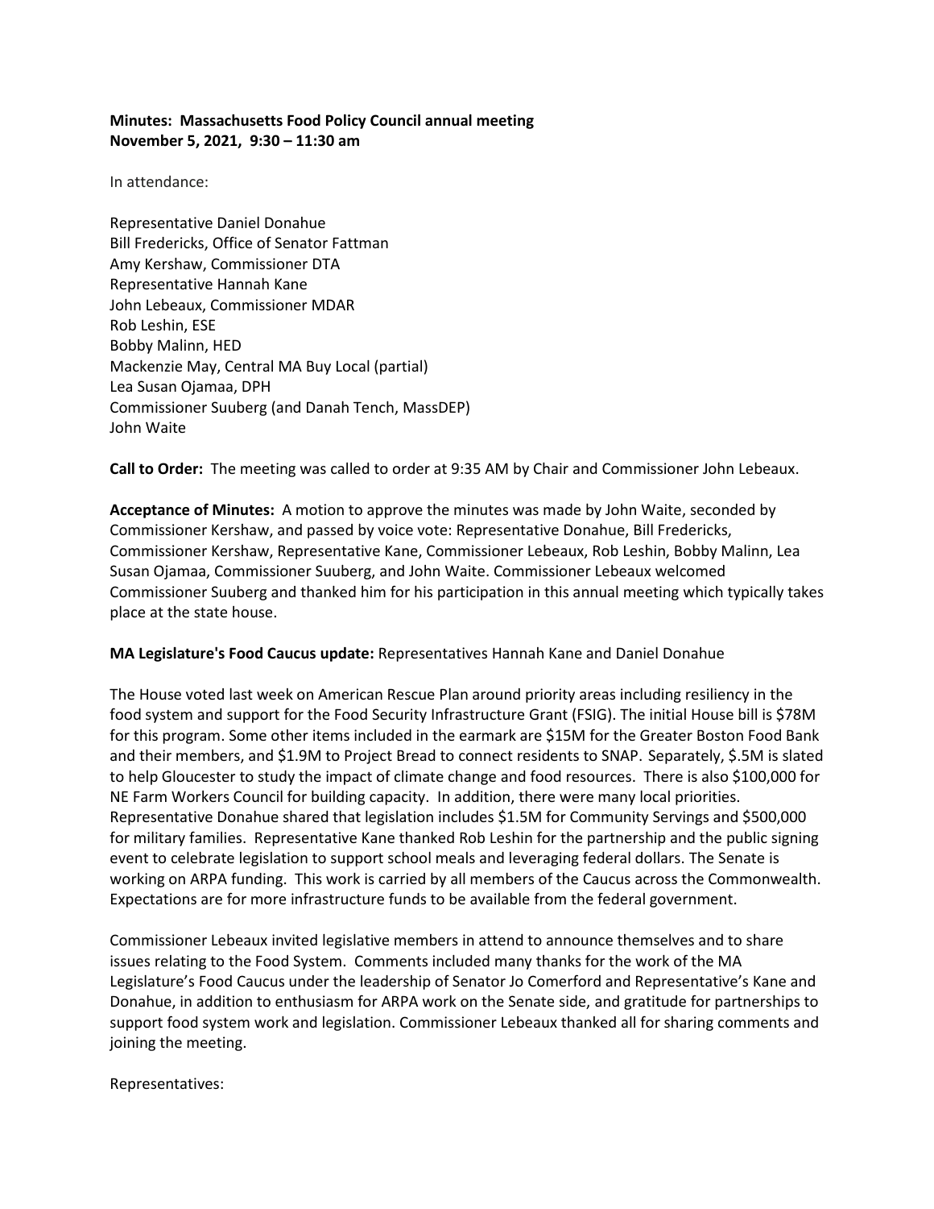**Minutes: Massachusetts Food Policy Council annual meeting**
**November 5, 2021, 9:30 – 11:30 am**

In attendance:

Representative Daniel Donahue
Bill Fredericks, Office of Senator Fattman
Amy Kershaw, Commissioner DTA
Representative Hannah Kane
John Lebeaux, Commissioner MDAR
Rob Leshin, ESE
Bobby Malinn, HED
Mackenzie May, Central MA Buy Local (partial)
Lea Susan Ojamaa, DPH
Commissioner Suuberg (and Danah Tench, MassDEP)
John Waite

**Call to Order:** The meeting was called to order at 9:35 AM by Chair and Commissioner John Lebeaux.

**Acceptance of Minutes:** A motion to approve the minutes was made by John Waite, seconded by Commissioner Kershaw, and passed by voice vote: Representative Donahue, Bill Fredericks, Commissioner Kershaw, Representative Kane, Commissioner Lebeaux, Rob Leshin, Bobby Malinn, Lea Susan Ojamaa, Commissioner Suuberg, and John Waite. Commissioner Lebeaux welcomed Commissioner Suuberg and thanked him for his participation in this annual meeting which typically takes place at the state house.

**MA Legislature's Food Caucus update:** Representatives Hannah Kane and Daniel Donahue

The House voted last week on American Rescue Plan around priority areas including resiliency in the food system and support for the Food Security Infrastructure Grant (FSIG). The initial House bill is $78M for this program. Some other items included in the earmark are $15M for the Greater Boston Food Bank and their members, and $1.9M to Project Bread to connect residents to SNAP. Separately, $.5M is slated to help Gloucester to study the impact of climate change and food resources. There is also $100,000 for NE Farm Workers Council for building capacity. In addition, there were many local priorities. Representative Donahue shared that legislation includes $1.5M for Community Servings and $500,000 for military families. Representative Kane thanked Rob Leshin for the partnership and the public signing event to celebrate legislation to support school meals and leveraging federal dollars. The Senate is working on ARPA funding. This work is carried by all members of the Caucus across the Commonwealth. Expectations are for more infrastructure funds to be available from the federal government.

Commissioner Lebeaux invited legislative members in attend to announce themselves and to share issues relating to the Food System. Comments included many thanks for the work of the MA Legislature's Food Caucus under the leadership of Senator Jo Comerford and Representative's Kane and Donahue, in addition to enthusiasm for ARPA work on the Senate side, and gratitude for partnerships to support food system work and legislation. Commissioner Lebeaux thanked all for sharing comments and joining the meeting.

Representatives: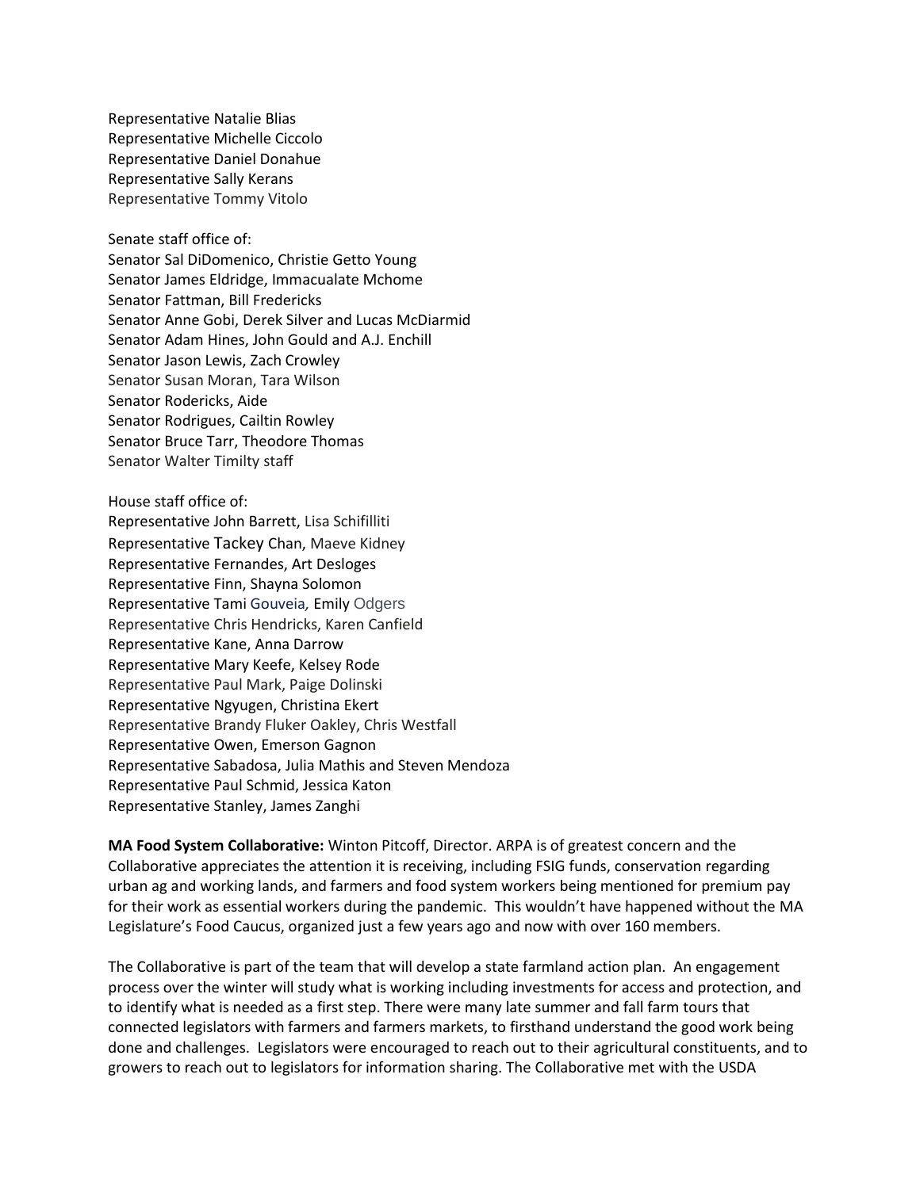Representative Natalie Blias
Representative Michelle Ciccolo
Representative Daniel Donahue
Representative Sally Kerans
Representative Tommy Vitolo

Senate staff office of:
Senator Sal DiDomenico, Christie Getto Young
Senator James Eldridge, Immacualate Mchome
Senator Fattman, Bill Fredericks
Senator Anne Gobi, Derek Silver and Lucas McDiarmid
Senator Adam Hines, John Gould and A.J. Enchill
Senator Jason Lewis, Zach Crowley
Senator Susan Moran, Tara Wilson
Senator Rodericks, Aide
Senator Rodrigues, Cailtin Rowley
Senator Bruce Tarr, Theodore Thomas
Senator Walter Timilty staff

House staff office of:
Representative John Barrett, Lisa Schifilliti
Representative Tackey Chan, Maeve Kidney
Representative Fernandes, Art Desloges
Representative Finn, Shayna Solomon
Representative Tami Gouveia, Emily Odgers
Representative Chris Hendricks, Karen Canfield
Representative Kane, Anna Darrow
Representative Mary Keefe, Kelsey Rode
Representative Paul Mark, Paige Dolinski
Representative Ngyugen, Christina Ekert
Representative Brandy Fluker Oakley, Chris Westfall
Representative Owen, Emerson Gagnon
Representative Sabadosa, Julia Mathis and Steven Mendoza
Representative Paul Schmid, Jessica Katon
Representative Stanley, James Zanghi

**MA Food System Collaborative:** Winton Pitcoff, Director. ARPA is of greatest concern and the Collaborative appreciates the attention it is receiving, including FSIG funds, conservation regarding urban ag and working lands, and farmers and food system workers being mentioned for premium pay for their work as essential workers during the pandemic. This wouldn't have happened without the MA Legislature's Food Caucus, organized just a few years ago and now with over 160 members.

The Collaborative is part of the team that will develop a state farmland action plan. An engagement process over the winter will study what is working including investments for access and protection, and to identify what is needed as a first step. There were many late summer and fall farm tours that connected legislators with farmers and farmers markets, to firsthand understand the good work being done and challenges. Legislators were encouraged to reach out to their agricultural constituents, and to growers to reach out to legislators for information sharing. The Collaborative met with the USDA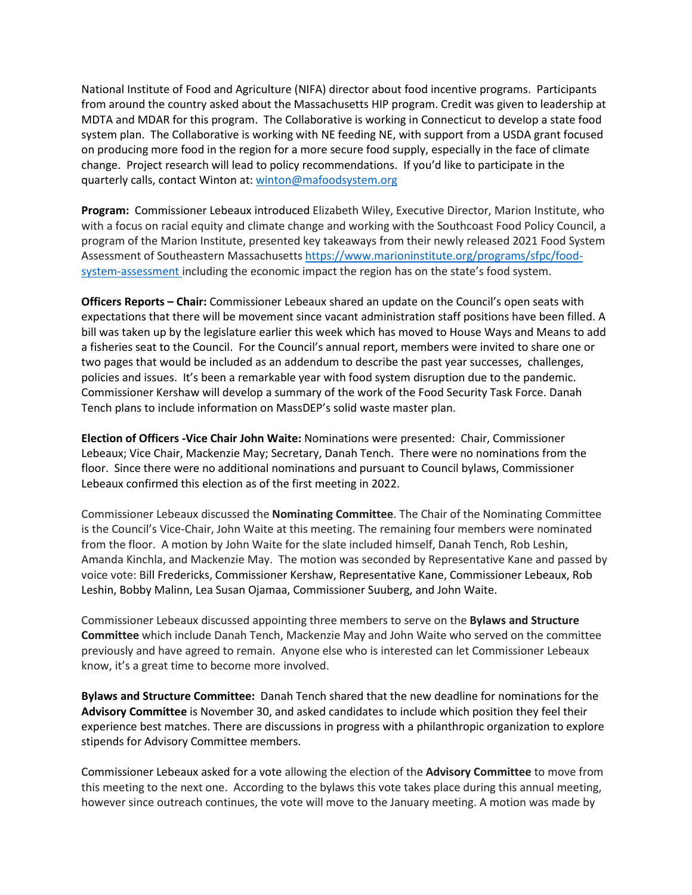National Institute of Food and Agriculture (NIFA) director about food incentive programs. Participants from around the country asked about the Massachusetts HIP program. Credit was given to leadership at MDTA and MDAR for this program. The Collaborative is working in Connecticut to develop a state food system plan. The Collaborative is working with NE feeding NE, with support from a USDA grant focused on producing more food in the region for a more secure food supply, especially in the face of climate change. Project research will lead to policy recommendations. If you'd like to participate in the quarterly calls, contact Winton at: winton@mafoodsystem.org

**Program:** Commissioner Lebeaux introduced Elizabeth Wiley, Executive Director, Marion Institute, who with a focus on racial equity and climate change and working with the Southcoast Food Policy Council, a program of the Marion Institute, presented key takeaways from their newly released 2021 Food System Assessment of Southeastern Massachusetts https://www.marioninstitute.org/programs/sfpc/food-system-assessment including the economic impact the region has on the state's food system.

**Officers Reports – Chair:** Commissioner Lebeaux shared an update on the Council's open seats with expectations that there will be movement since vacant administration staff positions have been filled. A bill was taken up by the legislature earlier this week which has moved to House Ways and Means to add a fisheries seat to the Council. For the Council's annual report, members were invited to share one or two pages that would be included as an addendum to describe the past year successes, challenges, policies and issues. It's been a remarkable year with food system disruption due to the pandemic. Commissioner Kershaw will develop a summary of the work of the Food Security Task Force. Danah Tench plans to include information on MassDEP's solid waste master plan.

**Election of Officers -Vice Chair John Waite:** Nominations were presented: Chair, Commissioner Lebeaux; Vice Chair, Mackenzie May; Secretary, Danah Tench. There were no nominations from the floor. Since there were no additional nominations and pursuant to Council bylaws, Commissioner Lebeaux confirmed this election as of the first meeting in 2022.

Commissioner Lebeaux discussed the **Nominating Committee**. The Chair of the Nominating Committee is the Council's Vice-Chair, John Waite at this meeting. The remaining four members were nominated from the floor. A motion by John Waite for the slate included himself, Danah Tench, Rob Leshin, Amanda Kinchla, and Mackenzie May. The motion was seconded by Representative Kane and passed by voice vote: Bill Fredericks, Commissioner Kershaw, Representative Kane, Commissioner Lebeaux, Rob Leshin, Bobby Malinn, Lea Susan Ojamaa, Commissioner Suuberg, and John Waite.

Commissioner Lebeaux discussed appointing three members to serve on the **Bylaws and Structure Committee** which include Danah Tench, Mackenzie May and John Waite who served on the committee previously and have agreed to remain. Anyone else who is interested can let Commissioner Lebeaux know, it's a great time to become more involved.

**Bylaws and Structure Committee:** Danah Tench shared that the new deadline for nominations for the **Advisory Committee** is November 30, and asked candidates to include which position they feel their experience best matches. There are discussions in progress with a philanthropic organization to explore stipends for Advisory Committee members.

Commissioner Lebeaux asked for a vote allowing the election of the **Advisory Committee** to move from this meeting to the next one. According to the bylaws this vote takes place during this annual meeting, however since outreach continues, the vote will move to the January meeting. A motion was made by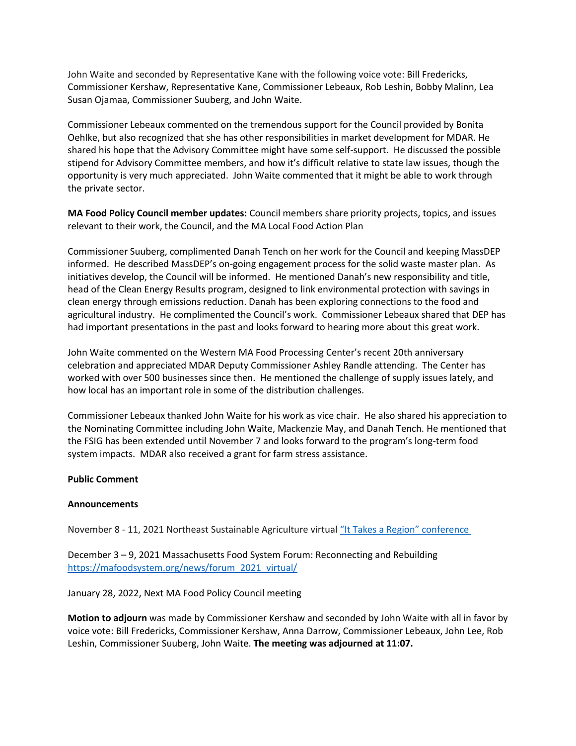John Waite and seconded by Representative Kane with the following voice vote: Bill Fredericks, Commissioner Kershaw, Representative Kane, Commissioner Lebeaux, Rob Leshin, Bobby Malinn, Lea Susan Ojamaa, Commissioner Suuberg, and John Waite.

Commissioner Lebeaux commented on the tremendous support for the Council provided by Bonita Oehlke, but also recognized that she has other responsibilities in market development for MDAR. He shared his hope that the Advisory Committee might have some self-support. He discussed the possible stipend for Advisory Committee members, and how it's difficult relative to state law issues, though the opportunity is very much appreciated. John Waite commented that it might be able to work through the private sector.

**MA Food Policy Council member updates:** Council members share priority projects, topics, and issues relevant to their work, the Council, and the MA Local Food Action Plan

Commissioner Suuberg, complimented Danah Tench on her work for the Council and keeping MassDEP informed. He described MassDEP's on-going engagement process for the solid waste master plan. As initiatives develop, the Council will be informed. He mentioned Danah's new responsibility and title, head of the Clean Energy Results program, designed to link environmental protection with savings in clean energy through emissions reduction. Danah has been exploring connections to the food and agricultural industry. He complimented the Council's work. Commissioner Lebeaux shared that DEP has had important presentations in the past and looks forward to hearing more about this great work.

John Waite commented on the Western MA Food Processing Center's recent 20th anniversary celebration and appreciated MDAR Deputy Commissioner Ashley Randle attending. The Center has worked with over 500 businesses since then. He mentioned the challenge of supply issues lately, and how local has an important role in some of the distribution challenges.

Commissioner Lebeaux thanked John Waite for his work as vice chair. He also shared his appreciation to the Nominating Committee including John Waite, Mackenzie May, and Danah Tench. He mentioned that the FSIG has been extended until November 7 and looks forward to the program's long-term food system impacts. MDAR also received a grant for farm stress assistance.

**Public Comment**

**Announcements**

November 8 - 11, 2021 Northeast Sustainable Agriculture virtual "It Takes a Region" conference

December 3 – 9, 2021 Massachusetts Food System Forum: Reconnecting and Rebuilding https://mafoodsystem.org/news/forum_2021_virtual/

January 28, 2022, Next MA Food Policy Council meeting

**Motion to adjourn** was made by Commissioner Kershaw and seconded by John Waite with all in favor by voice vote: Bill Fredericks, Commissioner Kershaw, Anna Darrow, Commissioner Lebeaux, John Lee, Rob Leshin, Commissioner Suuberg, John Waite. **The meeting was adjourned at 11:07.**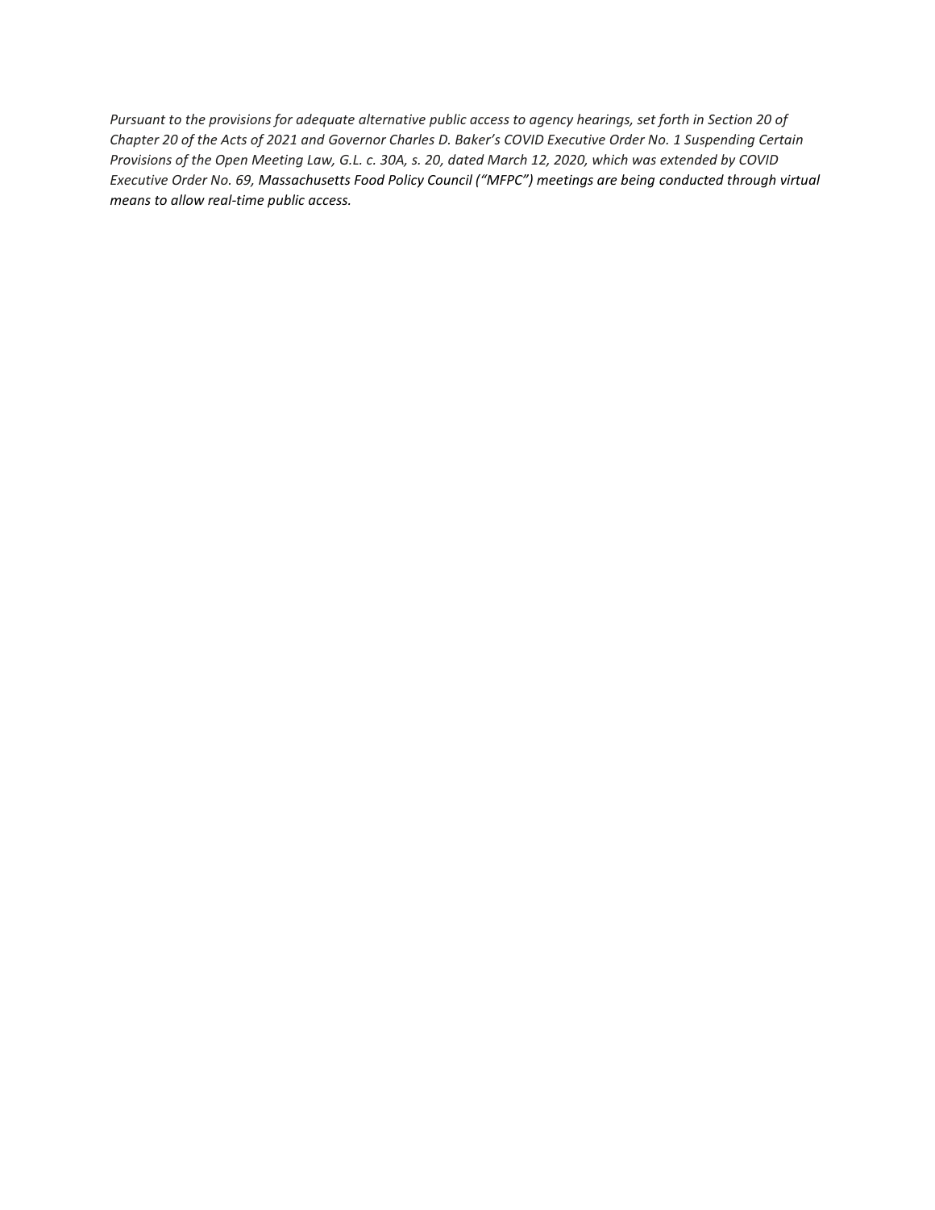*Pursuant to the provisions for adequate alternative public access to agency hearings, set forth in Section 20 of Chapter 20 of the Acts of 2021 and Governor Charles D. Baker's COVID Executive Order No. 1 Suspending Certain Provisions of the Open Meeting Law, G.L. c. 30A, s. 20, dated March 12, 2020, which was extended by COVID Executive Order No. 69, Massachusetts Food Policy Council ("MFPC") meetings are being conducted through virtual means to allow real-time public access.*